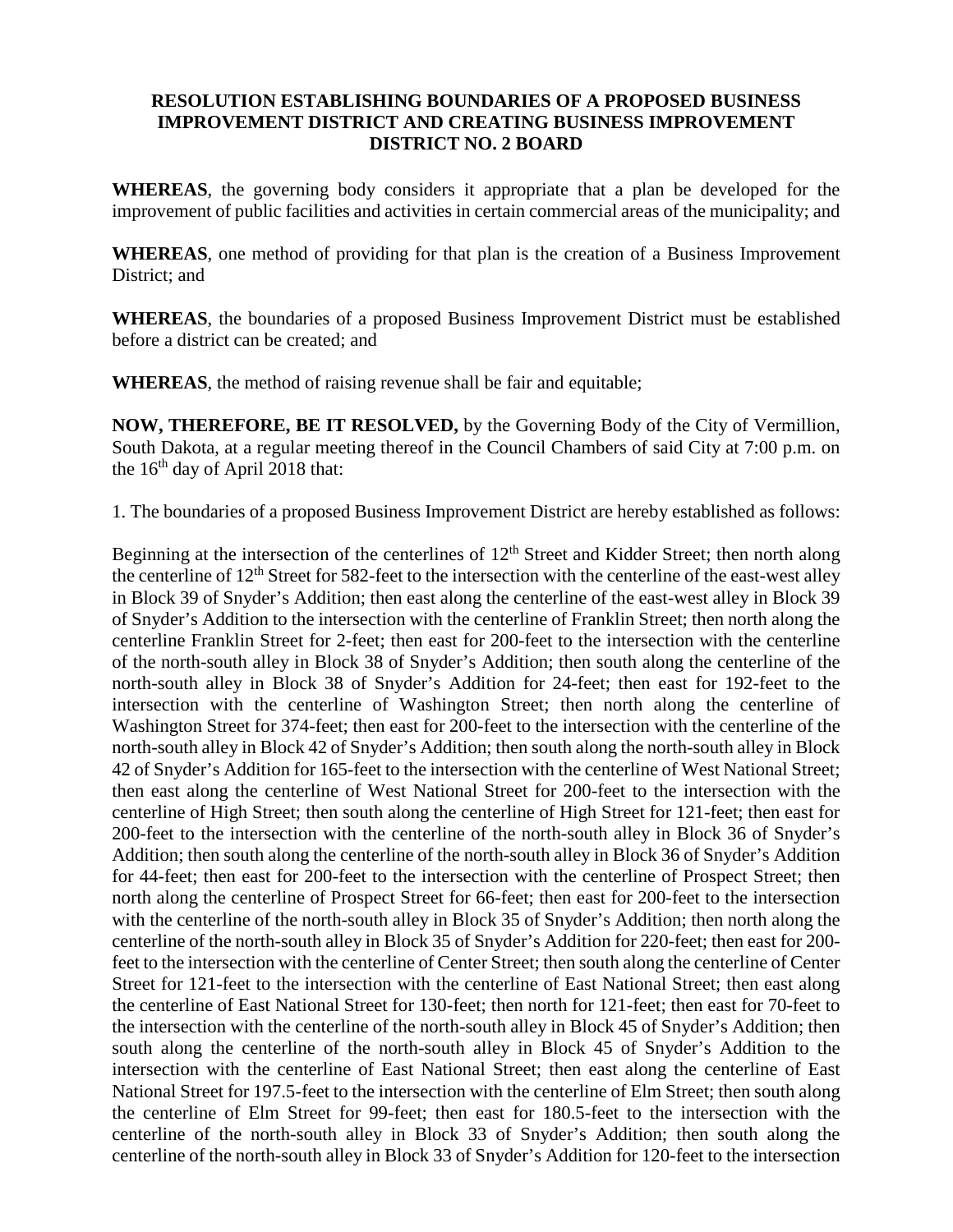**RESOLUTION ESTABLISHING BOUNDARIES OF A PROPOSED BUSINESS IMPROVEMENT DISTRICT AND CREATING BUSINESS IMPROVEMENT DISTRICT NO. 2 BOARD**

**WHEREAS**, the governing body considers it appropriate that a plan be developed for the improvement of public facilities and activities in certain commercial areas of the municipality; and

**WHEREAS**, one method of providing for that plan is the creation of a Business Improvement District; and

**WHEREAS**, the boundaries of a proposed Business Improvement District must be established before a district can be created; and

**WHEREAS**, the method of raising revenue shall be fair and equitable;

**NOW, THEREFORE, BE IT RESOLVED,** by the Governing Body of the City of Vermillion, South Dakota, at a regular meeting thereof in the Council Chambers of said City at 7:00 p.m. on the 16th day of April 2018 that:

1. The boundaries of a proposed Business Improvement District are hereby established as follows:

Beginning at the intersection of the centerlines of 12th Street and Kidder Street; then north along the centerline of 12th Street for 582-feet to the intersection with the centerline of the east-west alley in Block 39 of Snyder's Addition; then east along the centerline of the east-west alley in Block 39 of Snyder's Addition to the intersection with the centerline of Franklin Street; then north along the centerline Franklin Street for 2-feet; then east for 200-feet to the intersection with the centerline of the north-south alley in Block 38 of Snyder's Addition; then south along the centerline of the north-south alley in Block 38 of Snyder's Addition for 24-feet; then east for 192-feet to the intersection with the centerline of Washington Street; then north along the centerline of Washington Street for 374-feet; then east for 200-feet to the intersection with the centerline of the north-south alley in Block 42 of Snyder's Addition; then south along the north-south alley in Block 42 of Snyder's Addition for 165-feet to the intersection with the centerline of West National Street; then east along the centerline of West National Street for 200-feet to the intersection with the centerline of High Street; then south along the centerline of High Street for 121-feet; then east for 200-feet to the intersection with the centerline of the north-south alley in Block 36 of Snyder's Addition; then south along the centerline of the north-south alley in Block 36 of Snyder's Addition for 44-feet; then east for 200-feet to the intersection with the centerline of Prospect Street; then north along the centerline of Prospect Street for 66-feet; then east for 200-feet to the intersection with the centerline of the north-south alley in Block 35 of Snyder's Addition; then north along the centerline of the north-south alley in Block 35 of Snyder's Addition for 220-feet; then east for 200-feet to the intersection with the centerline of Center Street; then south along the centerline of Center Street for 121-feet to the intersection with the centerline of East National Street; then east along the centerline of East National Street for 130-feet; then north for 121-feet; then east for 70-feet to the intersection with the centerline of the north-south alley in Block 45 of Snyder's Addition; then south along the centerline of the north-south alley in Block 45 of Snyder's Addition to the intersection with the centerline of East National Street; then east along the centerline of East National Street for 197.5-feet to the intersection with the centerline of Elm Street; then south along the centerline of Elm Street for 99-feet; then east for 180.5-feet to the intersection with the centerline of the north-south alley in Block 33 of Snyder's Addition; then south along the centerline of the north-south alley in Block 33 of Snyder's Addition for 120-feet to the intersection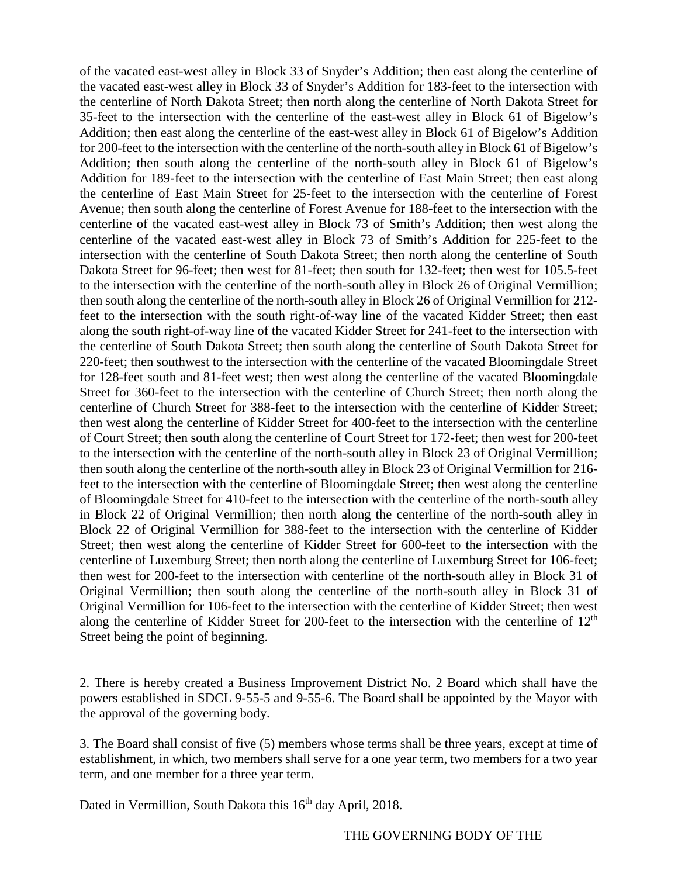of the vacated east-west alley in Block 33 of Snyder's Addition; then east along the centerline of the vacated east-west alley in Block 33 of Snyder's Addition for 183-feet to the intersection with the centerline of North Dakota Street; then north along the centerline of North Dakota Street for 35-feet to the intersection with the centerline of the east-west alley in Block 61 of Bigelow's Addition; then east along the centerline of the east-west alley in Block 61 of Bigelow's Addition for 200-feet to the intersection with the centerline of the north-south alley in Block 61 of Bigelow's Addition; then south along the centerline of the north-south alley in Block 61 of Bigelow's Addition for 189-feet to the intersection with the centerline of East Main Street; then east along the centerline of East Main Street for 25-feet to the intersection with the centerline of Forest Avenue; then south along the centerline of Forest Avenue for 188-feet to the intersection with the centerline of the vacated east-west alley in Block 73 of Smith's Addition; then west along the centerline of the vacated east-west alley in Block 73 of Smith's Addition for 225-feet to the intersection with the centerline of South Dakota Street; then north along the centerline of South Dakota Street for 96-feet; then west for 81-feet; then south for 132-feet; then west for 105.5-feet to the intersection with the centerline of the north-south alley in Block 26 of Original Vermillion; then south along the centerline of the north-south alley in Block 26 of Original Vermillion for 212-feet to the intersection with the south right-of-way line of the vacated Kidder Street; then east along the south right-of-way line of the vacated Kidder Street for 241-feet to the intersection with the centerline of South Dakota Street; then south along the centerline of South Dakota Street for 220-feet; then southwest to the intersection with the centerline of the vacated Bloomingdale Street for 128-feet south and 81-feet west; then west along the centerline of the vacated Bloomingdale Street for 360-feet to the intersection with the centerline of Church Street; then north along the centerline of Church Street for 388-feet to the intersection with the centerline of Kidder Street; then west along the centerline of Kidder Street for 400-feet to the intersection with the centerline of Court Street; then south along the centerline of Court Street for 172-feet; then west for 200-feet to the intersection with the centerline of the north-south alley in Block 23 of Original Vermillion; then south along the centerline of the north-south alley in Block 23 of Original Vermillion for 216-feet to the intersection with the centerline of Bloomingdale Street; then west along the centerline of Bloomingdale Street for 410-feet to the intersection with the centerline of the north-south alley in Block 22 of Original Vermillion; then north along the centerline of the north-south alley in Block 22 of Original Vermillion for 388-feet to the intersection with the centerline of Kidder Street; then west along the centerline of Kidder Street for 600-feet to the intersection with the centerline of Luxemburg Street; then north along the centerline of Luxemburg Street for 106-feet; then west for 200-feet to the intersection with centerline of the north-south alley in Block 31 of Original Vermillion; then south along the centerline of the north-south alley in Block 31 of Original Vermillion for 106-feet to the intersection with the centerline of Kidder Street; then west along the centerline of Kidder Street for 200-feet to the intersection with the centerline of 12th Street being the point of beginning.

2. There is hereby created a Business Improvement District No. 2 Board which shall have the powers established in SDCL 9-55-5 and 9-55-6. The Board shall be appointed by the Mayor with the approval of the governing body.

3. The Board shall consist of five (5) members whose terms shall be three years, except at time of establishment, in which, two members shall serve for a one year term, two members for a two year term, and one member for a three year term.

Dated in Vermillion, South Dakota this 16th day April, 2018.

THE GOVERNING BODY OF THE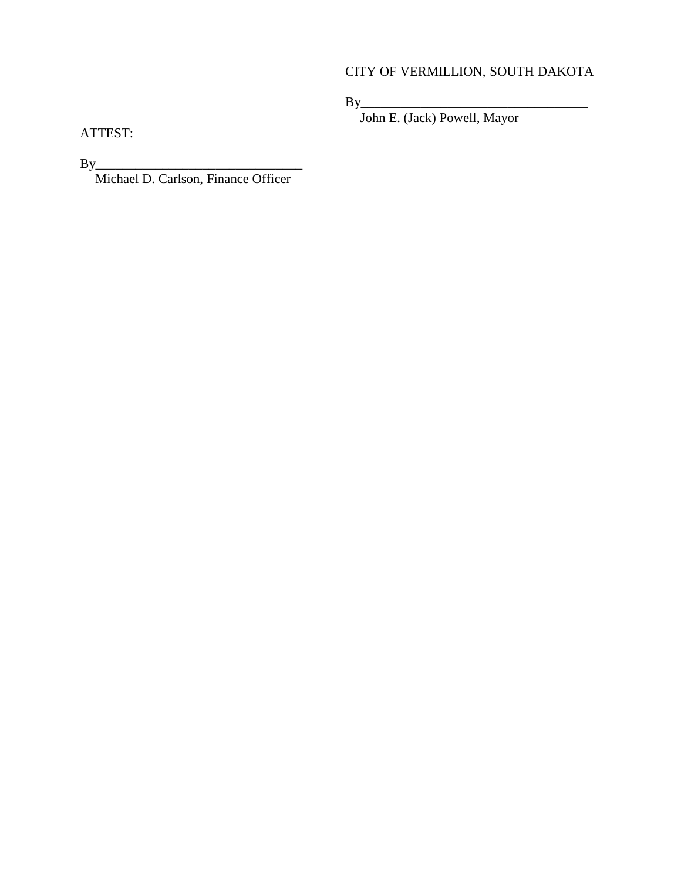CITY OF VERMILLION, SOUTH DAKOTA

By___________________________________
John E. (Jack) Powell, Mayor

ATTEST:

By_______________________________
Michael D. Carlson, Finance Officer